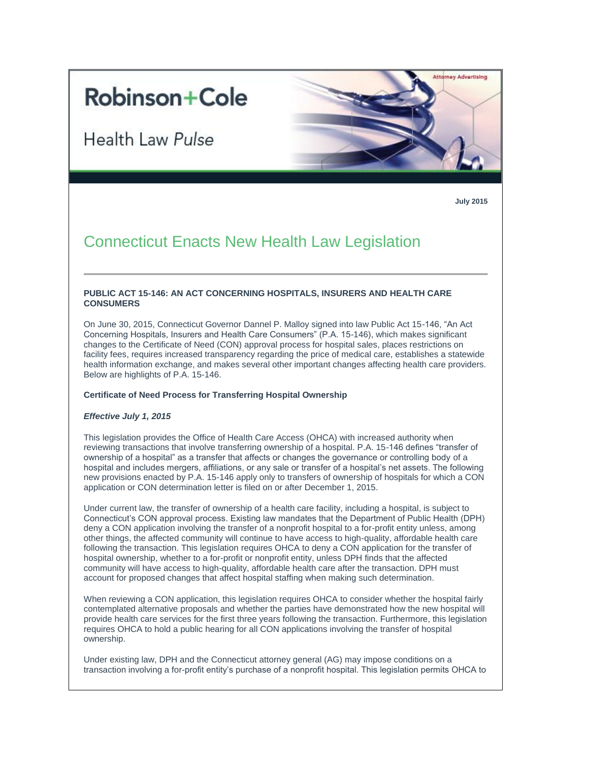Attorney Advertising

# Robinson+Cole

Health Law *Pulse*

**July 2015**

# Connecticut Enacts New Health Law Legislation

---

**PUBLIC ACT 15-146: AN ACT CONCERNING HOSPITALS, INSURERS AND HEALTH CARE CONSUMERS**

On June 30, 2015, Connecticut Governor Dannel P. Malloy signed into law Public Act 15-146, "An Act Concerning Hospitals, Insurers and Health Care Consumers" (P.A. 15-146), which makes significant changes to the Certificate of Need (CON) approval process for hospital sales, places restrictions on facility fees, requires increased transparency regarding the price of medical care, establishes a statewide health information exchange, and makes several other important changes affecting health care providers. Below are highlights of P.A. 15-146.

**Certificate of Need Process for Transferring Hospital Ownership**

***Effective July 1, 2015***

This legislation provides the Office of Health Care Access (OHCA) with increased authority when reviewing transactions that involve transferring ownership of a hospital. P.A. 15-146 defines "transfer of ownership of a hospital" as a transfer that affects or changes the governance or controlling body of a hospital and includes mergers, affiliations, or any sale or transfer of a hospital's net assets. The following new provisions enacted by P.A. 15-146 apply only to transfers of ownership of hospitals for which a CON application or CON determination letter is filed on or after December 1, 2015.

Under current law, the transfer of ownership of a health care facility, including a hospital, is subject to Connecticut's CON approval process. Existing law mandates that the Department of Public Health (DPH) deny a CON application involving the transfer of a nonprofit hospital to a for-profit entity unless, among other things, the affected community will continue to have access to high-quality, affordable health care following the transaction. This legislation requires OHCA to deny a CON application for the transfer of hospital ownership, whether to a for-profit or nonprofit entity, unless DPH finds that the affected community will have access to high-quality, affordable health care after the transaction. DPH must account for proposed changes that affect hospital staffing when making such determination.

When reviewing a CON application, this legislation requires OHCA to consider whether the hospital fairly contemplated alternative proposals and whether the parties have demonstrated how the new hospital will provide health care services for the first three years following the transaction. Furthermore, this legislation requires OHCA to hold a public hearing for all CON applications involving the transfer of hospital ownership.

Under existing law, DPH and the Connecticut attorney general (AG) may impose conditions on a transaction involving a for-profit entity's purchase of a nonprofit hospital. This legislation permits OHCA to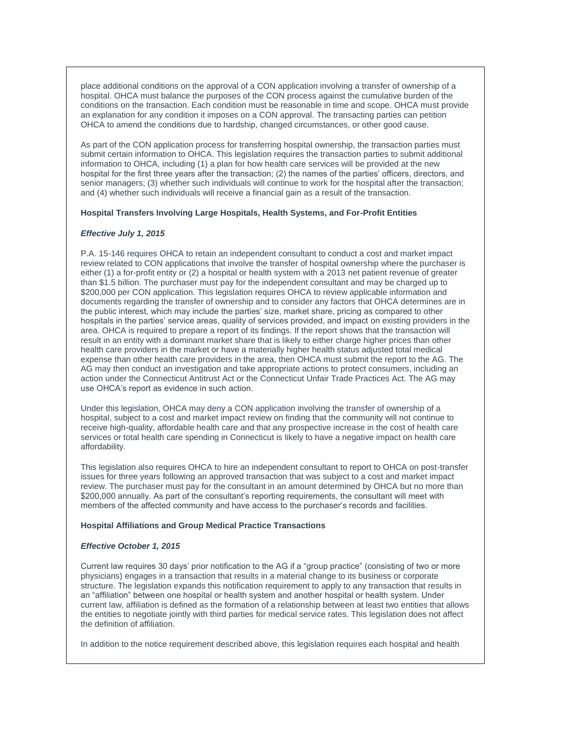place additional conditions on the approval of a CON application involving a transfer of ownership of a hospital. OHCA must balance the purposes of the CON process against the cumulative burden of the conditions on the transaction. Each condition must be reasonable in time and scope. OHCA must provide an explanation for any condition it imposes on a CON approval. The transacting parties can petition OHCA to amend the conditions due to hardship, changed circumstances, or other good cause.

As part of the CON application process for transferring hospital ownership, the transaction parties must submit certain information to OHCA. This legislation requires the transaction parties to submit additional information to OHCA, including (1) a plan for how health care services will be provided at the new hospital for the first three years after the transaction; (2) the names of the parties' officers, directors, and senior managers; (3) whether such individuals will continue to work for the hospital after the transaction; and (4) whether such individuals will receive a financial gain as a result of the transaction.

**Hospital Transfers Involving Large Hospitals, Health Systems, and For-Profit Entities**

***Effective July 1, 2015***

P.A. 15-146 requires OHCA to retain an independent consultant to conduct a cost and market impact review related to CON applications that involve the transfer of hospital ownership where the purchaser is either (1) a for-profit entity or (2) a hospital or health system with a 2013 net patient revenue of greater than $1.5 billion. The purchaser must pay for the independent consultant and may be charged up to $200,000 per CON application. This legislation requires OHCA to review applicable information and documents regarding the transfer of ownership and to consider any factors that OHCA determines are in the public interest, which may include the parties' size, market share, pricing as compared to other hospitals in the parties' service areas, quality of services provided, and impact on existing providers in the area. OHCA is required to prepare a report of its findings. If the report shows that the transaction will result in an entity with a dominant market share that is likely to either charge higher prices than other health care providers in the market or have a materially higher health status adjusted total medical expense than other health care providers in the area, then OHCA must submit the report to the AG. The AG may then conduct an investigation and take appropriate actions to protect consumers, including an action under the Connecticut Antitrust Act or the Connecticut Unfair Trade Practices Act. The AG may use OHCA's report as evidence in such action.

Under this legislation, OHCA may deny a CON application involving the transfer of ownership of a hospital, subject to a cost and market impact review on finding that the community will not continue to receive high-quality, affordable health care and that any prospective increase in the cost of health care services or total health care spending in Connecticut is likely to have a negative impact on health care affordability.

This legislation also requires OHCA to hire an independent consultant to report to OHCA on post-transfer issues for three years following an approved transaction that was subject to a cost and market impact review. The purchaser must pay for the consultant in an amount determined by OHCA but no more than $200,000 annually. As part of the consultant's reporting requirements, the consultant will meet with members of the affected community and have access to the purchaser's records and facilities.

**Hospital Affiliations and Group Medical Practice Transactions**

***Effective October 1, 2015***

Current law requires 30 days' prior notification to the AG if a "group practice" (consisting of two or more physicians) engages in a transaction that results in a material change to its business or corporate structure. The legislation expands this notification requirement to apply to any transaction that results in an "affiliation" between one hospital or health system and another hospital or health system. Under current law, affiliation is defined as the formation of a relationship between at least two entities that allows the entities to negotiate jointly with third parties for medical service rates. This legislation does not affect the definition of affiliation.

In addition to the notice requirement described above, this legislation requires each hospital and health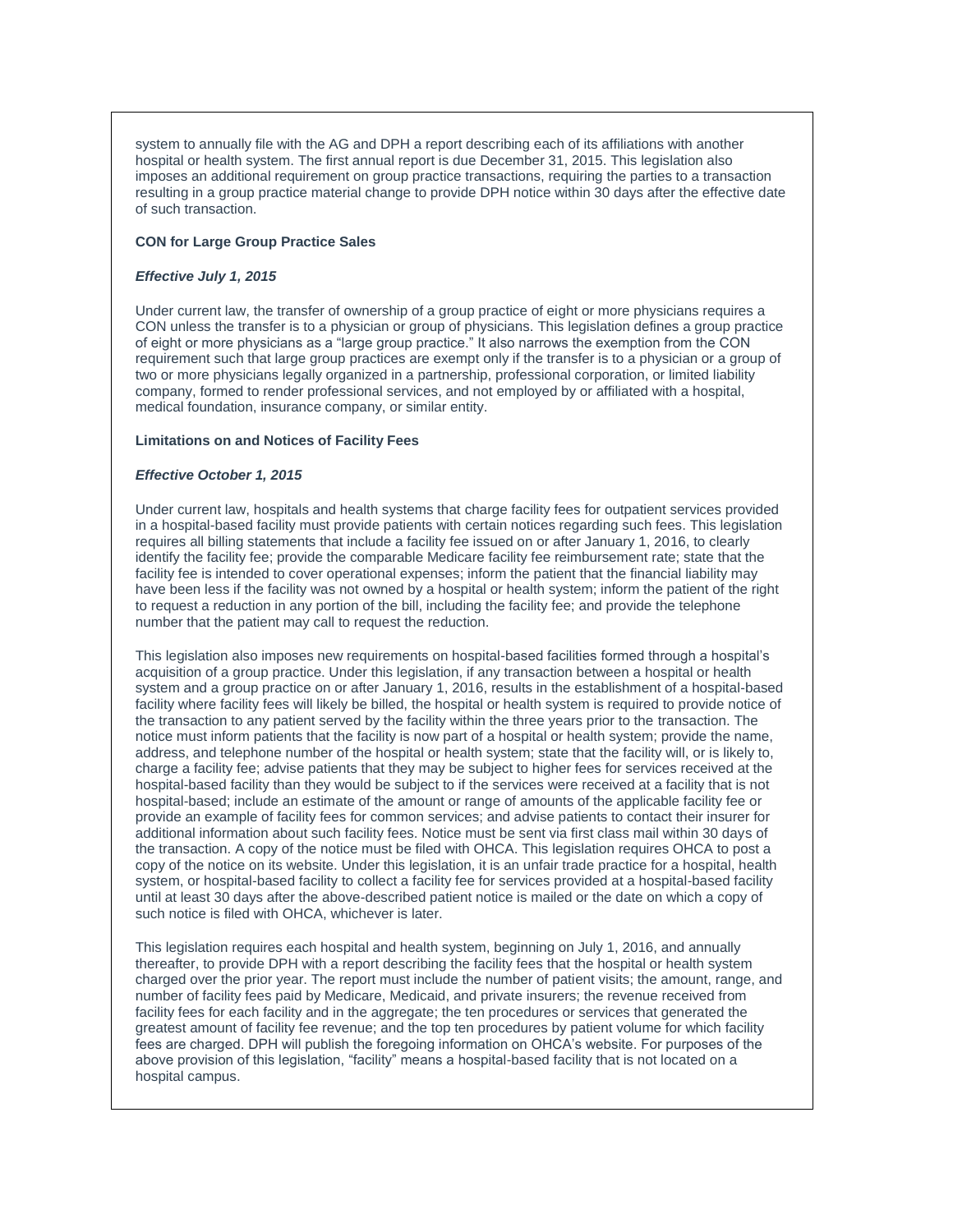system to annually file with the AG and DPH a report describing each of its affiliations with another hospital or health system. The first annual report is due December 31, 2015. This legislation also imposes an additional requirement on group practice transactions, requiring the parties to a transaction resulting in a group practice material change to provide DPH notice within 30 days after the effective date of such transaction.

**CON for Large Group Practice Sales**

***Effective July 1, 2015***

Under current law, the transfer of ownership of a group practice of eight or more physicians requires a CON unless the transfer is to a physician or group of physicians. This legislation defines a group practice of eight or more physicians as a "large group practice." It also narrows the exemption from the CON requirement such that large group practices are exempt only if the transfer is to a physician or a group of two or more physicians legally organized in a partnership, professional corporation, or limited liability company, formed to render professional services, and not employed by or affiliated with a hospital, medical foundation, insurance company, or similar entity.

**Limitations on and Notices of Facility Fees**

***Effective October 1, 2015***

Under current law, hospitals and health systems that charge facility fees for outpatient services provided in a hospital-based facility must provide patients with certain notices regarding such fees. This legislation requires all billing statements that include a facility fee issued on or after January 1, 2016, to clearly identify the facility fee; provide the comparable Medicare facility fee reimbursement rate; state that the facility fee is intended to cover operational expenses; inform the patient that the financial liability may have been less if the facility was not owned by a hospital or health system; inform the patient of the right to request a reduction in any portion of the bill, including the facility fee; and provide the telephone number that the patient may call to request the reduction.

This legislation also imposes new requirements on hospital-based facilities formed through a hospital's acquisition of a group practice. Under this legislation, if any transaction between a hospital or health system and a group practice on or after January 1, 2016, results in the establishment of a hospital-based facility where facility fees will likely be billed, the hospital or health system is required to provide notice of the transaction to any patient served by the facility within the three years prior to the transaction. The notice must inform patients that the facility is now part of a hospital or health system; provide the name, address, and telephone number of the hospital or health system; state that the facility will, or is likely to, charge a facility fee; advise patients that they may be subject to higher fees for services received at the hospital-based facility than they would be subject to if the services were received at a facility that is not hospital-based; include an estimate of the amount or range of amounts of the applicable facility fee or provide an example of facility fees for common services; and advise patients to contact their insurer for additional information about such facility fees. Notice must be sent via first class mail within 30 days of the transaction. A copy of the notice must be filed with OHCA. This legislation requires OHCA to post a copy of the notice on its website. Under this legislation, it is an unfair trade practice for a hospital, health system, or hospital-based facility to collect a facility fee for services provided at a hospital-based facility until at least 30 days after the above-described patient notice is mailed or the date on which a copy of such notice is filed with OHCA, whichever is later.

This legislation requires each hospital and health system, beginning on July 1, 2016, and annually thereafter, to provide DPH with a report describing the facility fees that the hospital or health system charged over the prior year. The report must include the number of patient visits; the amount, range, and number of facility fees paid by Medicare, Medicaid, and private insurers; the revenue received from facility fees for each facility and in the aggregate; the ten procedures or services that generated the greatest amount of facility fee revenue; and the top ten procedures by patient volume for which facility fees are charged. DPH will publish the foregoing information on OHCA's website. For purposes of the above provision of this legislation, "facility" means a hospital-based facility that is not located on a hospital campus.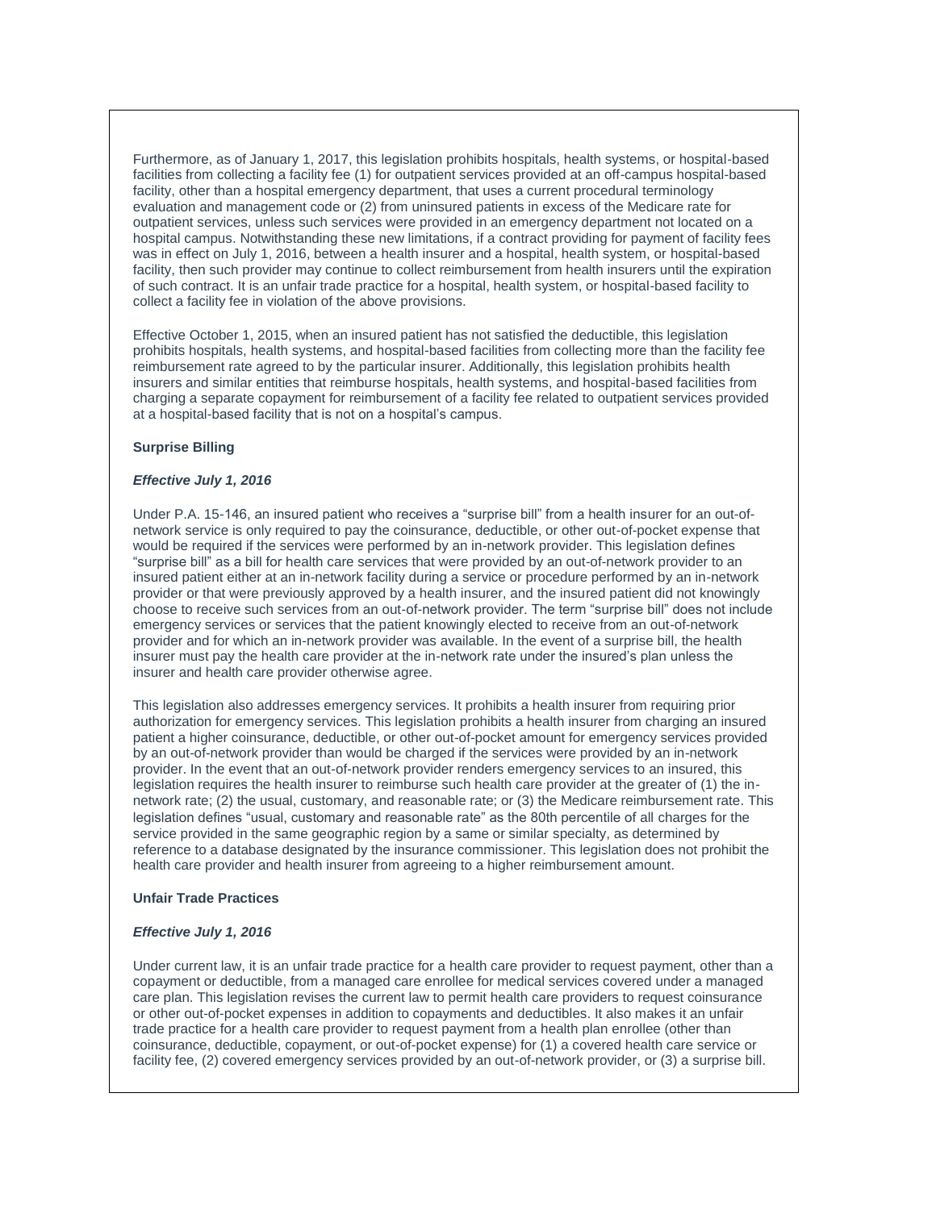Furthermore, as of January 1, 2017, this legislation prohibits hospitals, health systems, or hospital-based facilities from collecting a facility fee (1) for outpatient services provided at an off-campus hospital-based facility, other than a hospital emergency department, that uses a current procedural terminology evaluation and management code or (2) from uninsured patients in excess of the Medicare rate for outpatient services, unless such services were provided in an emergency department not located on a hospital campus. Notwithstanding these new limitations, if a contract providing for payment of facility fees was in effect on July 1, 2016, between a health insurer and a hospital, health system, or hospital-based facility, then such provider may continue to collect reimbursement from health insurers until the expiration of such contract. It is an unfair trade practice for a hospital, health system, or hospital-based facility to collect a facility fee in violation of the above provisions.

Effective October 1, 2015, when an insured patient has not satisfied the deductible, this legislation prohibits hospitals, health systems, and hospital-based facilities from collecting more than the facility fee reimbursement rate agreed to by the particular insurer. Additionally, this legislation prohibits health insurers and similar entities that reimburse hospitals, health systems, and hospital-based facilities from charging a separate copayment for reimbursement of a facility fee related to outpatient services provided at a hospital-based facility that is not on a hospital's campus.

**Surprise Billing**

***Effective July 1, 2016***

Under P.A. 15-146, an insured patient who receives a "surprise bill" from a health insurer for an out-of-network service is only required to pay the coinsurance, deductible, or other out-of-pocket expense that would be required if the services were performed by an in-network provider. This legislation defines "surprise bill" as a bill for health care services that were provided by an out-of-network provider to an insured patient either at an in-network facility during a service or procedure performed by an in-network provider or that were previously approved by a health insurer, and the insured patient did not knowingly choose to receive such services from an out-of-network provider. The term "surprise bill" does not include emergency services or services that the patient knowingly elected to receive from an out-of-network provider and for which an in-network provider was available. In the event of a surprise bill, the health insurer must pay the health care provider at the in-network rate under the insured's plan unless the insurer and health care provider otherwise agree.

This legislation also addresses emergency services. It prohibits a health insurer from requiring prior authorization for emergency services. This legislation prohibits a health insurer from charging an insured patient a higher coinsurance, deductible, or other out-of-pocket amount for emergency services provided by an out-of-network provider than would be charged if the services were provided by an in-network provider. In the event that an out-of-network provider renders emergency services to an insured, this legislation requires the health insurer to reimburse such health care provider at the greater of (1) the in-network rate; (2) the usual, customary, and reasonable rate; or (3) the Medicare reimbursement rate. This legislation defines "usual, customary and reasonable rate" as the 80th percentile of all charges for the service provided in the same geographic region by a same or similar specialty, as determined by reference to a database designated by the insurance commissioner. This legislation does not prohibit the health care provider and health insurer from agreeing to a higher reimbursement amount.

**Unfair Trade Practices**

***Effective July 1, 2016***

Under current law, it is an unfair trade practice for a health care provider to request payment, other than a copayment or deductible, from a managed care enrollee for medical services covered under a managed care plan. This legislation revises the current law to permit health care providers to request coinsurance or other out-of-pocket expenses in addition to copayments and deductibles. It also makes it an unfair trade practice for a health care provider to request payment from a health plan enrollee (other than coinsurance, deductible, copayment, or out-of-pocket expense) for (1) a covered health care service or facility fee, (2) covered emergency services provided by an out-of-network provider, or (3) a surprise bill.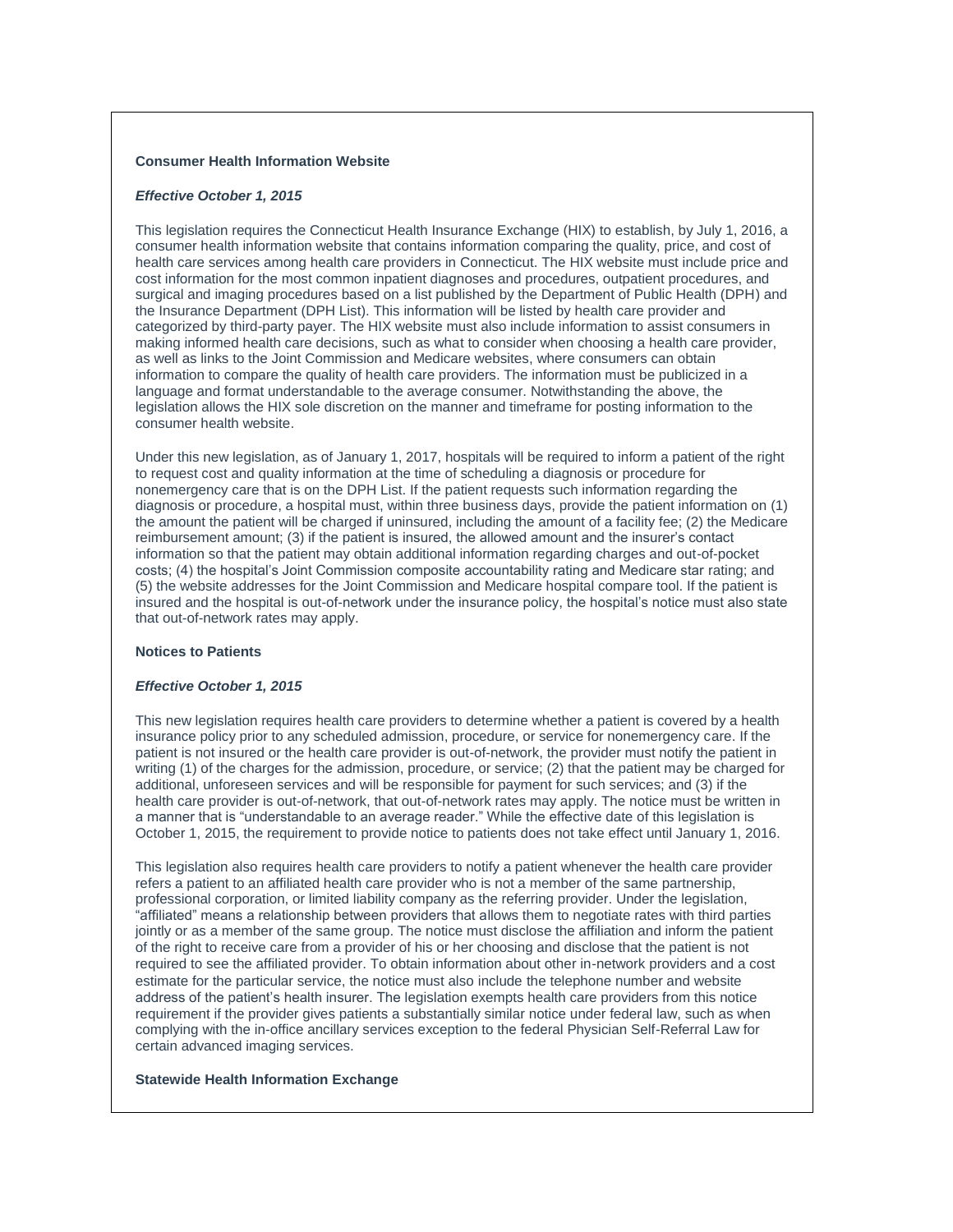**Consumer Health Information Website**

***Effective October 1, 2015***

This legislation requires the Connecticut Health Insurance Exchange (HIX) to establish, by July 1, 2016, a consumer health information website that contains information comparing the quality, price, and cost of health care services among health care providers in Connecticut. The HIX website must include price and cost information for the most common inpatient diagnoses and procedures, outpatient procedures, and surgical and imaging procedures based on a list published by the Department of Public Health (DPH) and the Insurance Department (DPH List). This information will be listed by health care provider and categorized by third-party payer. The HIX website must also include information to assist consumers in making informed health care decisions, such as what to consider when choosing a health care provider, as well as links to the Joint Commission and Medicare websites, where consumers can obtain information to compare the quality of health care providers. The information must be publicized in a language and format understandable to the average consumer. Notwithstanding the above, the legislation allows the HIX sole discretion on the manner and timeframe for posting information to the consumer health website.

Under this new legislation, as of January 1, 2017, hospitals will be required to inform a patient of the right to request cost and quality information at the time of scheduling a diagnosis or procedure for nonemergency care that is on the DPH List. If the patient requests such information regarding the diagnosis or procedure, a hospital must, within three business days, provide the patient information on (1) the amount the patient will be charged if uninsured, including the amount of a facility fee; (2) the Medicare reimbursement amount; (3) if the patient is insured, the allowed amount and the insurer's contact information so that the patient may obtain additional information regarding charges and out-of-pocket costs; (4) the hospital's Joint Commission composite accountability rating and Medicare star rating; and (5) the website addresses for the Joint Commission and Medicare hospital compare tool. If the patient is insured and the hospital is out-of-network under the insurance policy, the hospital's notice must also state that out-of-network rates may apply.

**Notices to Patients**

***Effective October 1, 2015***

This new legislation requires health care providers to determine whether a patient is covered by a health insurance policy prior to any scheduled admission, procedure, or service for nonemergency care. If the patient is not insured or the health care provider is out-of-network, the provider must notify the patient in writing (1) of the charges for the admission, procedure, or service; (2) that the patient may be charged for additional, unforeseen services and will be responsible for payment for such services; and (3) if the health care provider is out-of-network, that out-of-network rates may apply. The notice must be written in a manner that is "understandable to an average reader." While the effective date of this legislation is October 1, 2015, the requirement to provide notice to patients does not take effect until January 1, 2016.

This legislation also requires health care providers to notify a patient whenever the health care provider refers a patient to an affiliated health care provider who is not a member of the same partnership, professional corporation, or limited liability company as the referring provider. Under the legislation, "affiliated" means a relationship between providers that allows them to negotiate rates with third parties jointly or as a member of the same group. The notice must disclose the affiliation and inform the patient of the right to receive care from a provider of his or her choosing and disclose that the patient is not required to see the affiliated provider. To obtain information about other in-network providers and a cost estimate for the particular service, the notice must also include the telephone number and website address of the patient's health insurer. The legislation exempts health care providers from this notice requirement if the provider gives patients a substantially similar notice under federal law, such as when complying with the in-office ancillary services exception to the federal Physician Self-Referral Law for certain advanced imaging services.

**Statewide Health Information Exchange**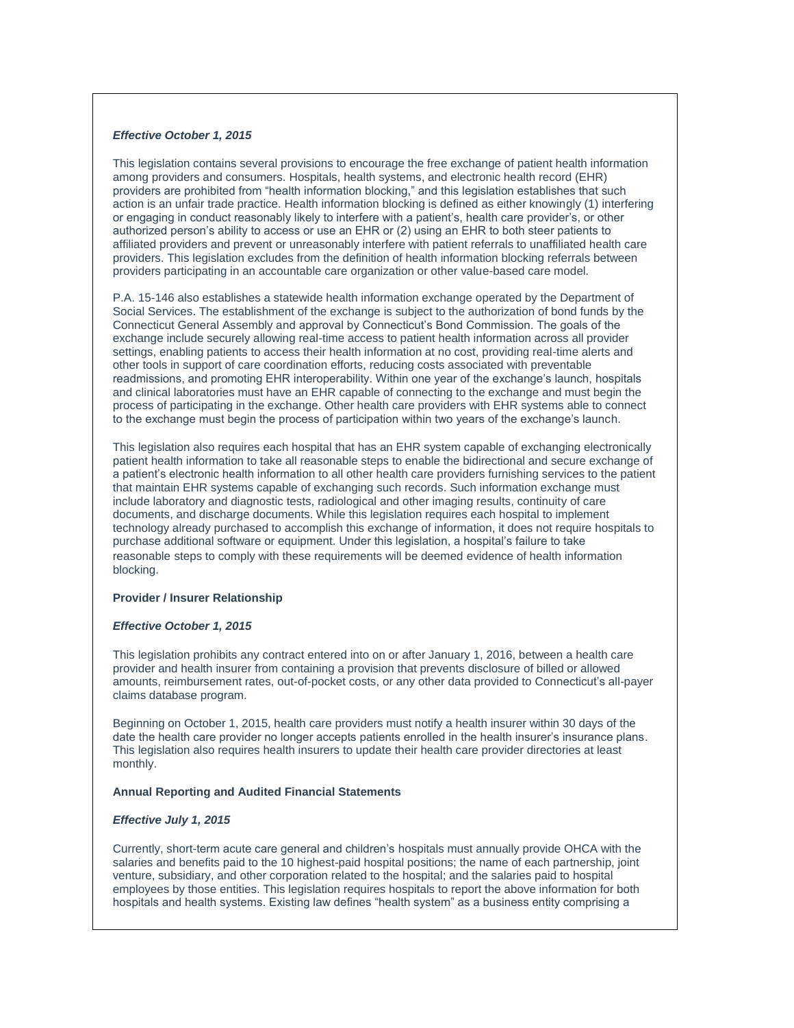***Effective October 1, 2015***

This legislation contains several provisions to encourage the free exchange of patient health information among providers and consumers. Hospitals, health systems, and electronic health record (EHR) providers are prohibited from "health information blocking," and this legislation establishes that such action is an unfair trade practice. Health information blocking is defined as either knowingly (1) interfering or engaging in conduct reasonably likely to interfere with a patient's, health care provider's, or other authorized person's ability to access or use an EHR or (2) using an EHR to both steer patients to affiliated providers and prevent or unreasonably interfere with patient referrals to unaffiliated health care providers. This legislation excludes from the definition of health information blocking referrals between providers participating in an accountable care organization or other value-based care model.

P.A. 15-146 also establishes a statewide health information exchange operated by the Department of Social Services. The establishment of the exchange is subject to the authorization of bond funds by the Connecticut General Assembly and approval by Connecticut's Bond Commission. The goals of the exchange include securely allowing real-time access to patient health information across all provider settings, enabling patients to access their health information at no cost, providing real-time alerts and other tools in support of care coordination efforts, reducing costs associated with preventable readmissions, and promoting EHR interoperability. Within one year of the exchange's launch, hospitals and clinical laboratories must have an EHR capable of connecting to the exchange and must begin the process of participating in the exchange. Other health care providers with EHR systems able to connect to the exchange must begin the process of participation within two years of the exchange's launch.

This legislation also requires each hospital that has an EHR system capable of exchanging electronically patient health information to take all reasonable steps to enable the bidirectional and secure exchange of a patient's electronic health information to all other health care providers furnishing services to the patient that maintain EHR systems capable of exchanging such records. Such information exchange must include laboratory and diagnostic tests, radiological and other imaging results, continuity of care documents, and discharge documents. While this legislation requires each hospital to implement technology already purchased to accomplish this exchange of information, it does not require hospitals to purchase additional software or equipment. Under this legislation, a hospital's failure to take reasonable steps to comply with these requirements will be deemed evidence of health information blocking.

**Provider / Insurer Relationship**

***Effective October 1, 2015***

This legislation prohibits any contract entered into on or after January 1, 2016, between a health care provider and health insurer from containing a provision that prevents disclosure of billed or allowed amounts, reimbursement rates, out-of-pocket costs, or any other data provided to Connecticut's all-payer claims database program.

Beginning on October 1, 2015, health care providers must notify a health insurer within 30 days of the date the health care provider no longer accepts patients enrolled in the health insurer's insurance plans. This legislation also requires health insurers to update their health care provider directories at least monthly.

**Annual Reporting and Audited Financial Statements**

***Effective July 1, 2015***

Currently, short-term acute care general and children's hospitals must annually provide OHCA with the salaries and benefits paid to the 10 highest-paid hospital positions; the name of each partnership, joint venture, subsidiary, and other corporation related to the hospital; and the salaries paid to hospital employees by those entities. This legislation requires hospitals to report the above information for both hospitals and health systems. Existing law defines "health system" as a business entity comprising a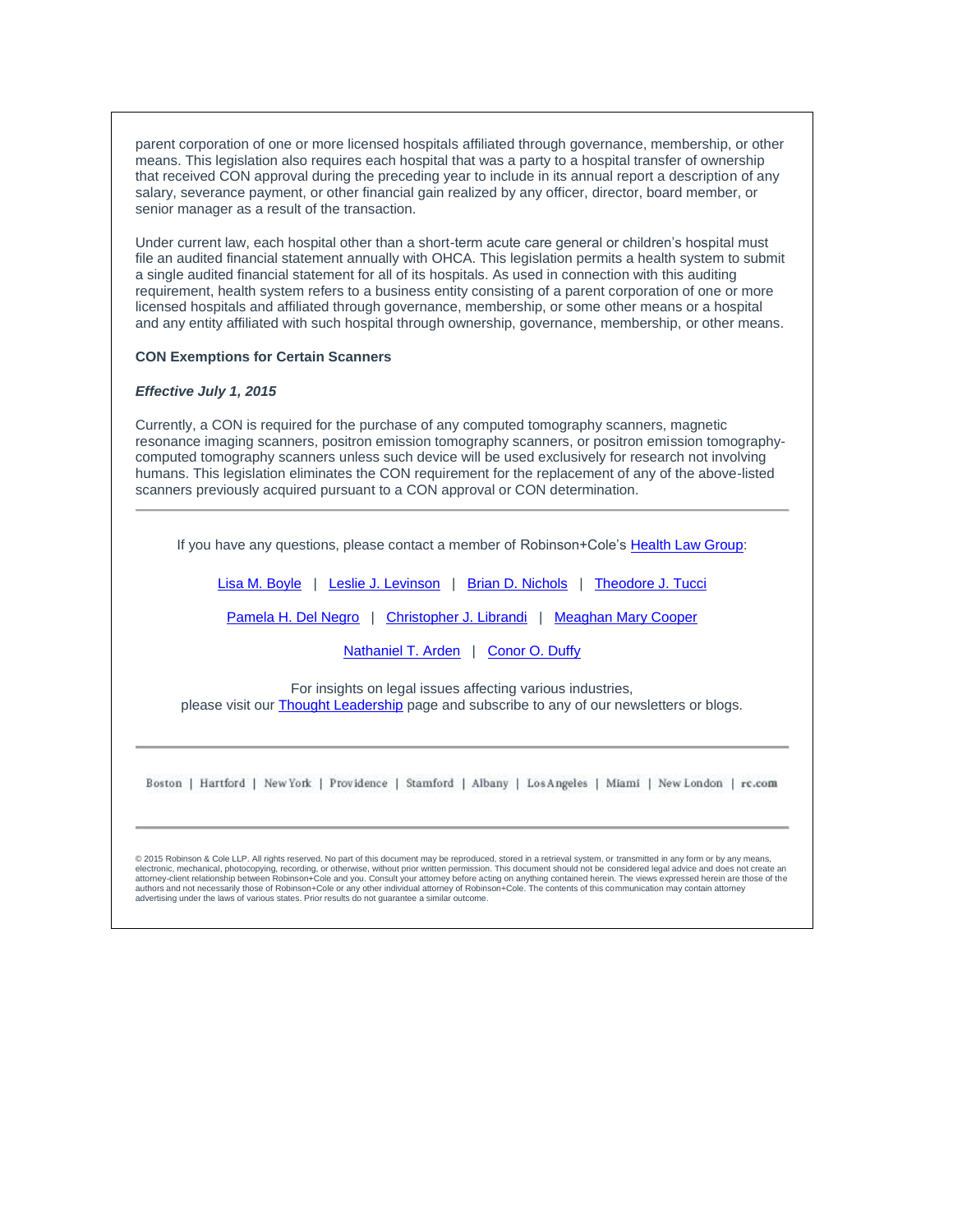parent corporation of one or more licensed hospitals affiliated through governance, membership, or other means. This legislation also requires each hospital that was a party to a hospital transfer of ownership that received CON approval during the preceding year to include in its annual report a description of any salary, severance payment, or other financial gain realized by any officer, director, board member, or senior manager as a result of the transaction.

Under current law, each hospital other than a short-term acute care general or children's hospital must file an audited financial statement annually with OHCA. This legislation permits a health system to submit a single audited financial statement for all of its hospitals. As used in connection with this auditing requirement, health system refers to a business entity consisting of a parent corporation of one or more licensed hospitals and affiliated through governance, membership, or some other means or a hospital and any entity affiliated with such hospital through ownership, governance, membership, or other means.

**CON Exemptions for Certain Scanners**

***Effective July 1, 2015***

Currently, a CON is required for the purchase of any computed tomography scanners, magnetic resonance imaging scanners, positron emission tomography scanners, or positron emission tomography-computed tomography scanners unless such device will be used exclusively for research not involving humans. This legislation eliminates the CON requirement for the replacement of any of the above-listed scanners previously acquired pursuant to a CON approval or CON determination.

---

If you have any questions, please contact a member of Robinson+Cole's Health Law Group:

Lisa M. Boyle | Leslie J. Levinson | Brian D. Nichols | Theodore J. Tucci

Pamela H. Del Negro | Christopher J. Librandi | Meaghan Mary Cooper

Nathaniel T. Arden | Conor O. Duffy

For insights on legal issues affecting various industries, please visit our Thought Leadership page and subscribe to any of our newsletters or blogs.

---

Boston | Hartford | New York | Providence | Stamford | Albany | Los Angeles | Miami | New London | rc.com

---

© 2015 Robinson & Cole LLP. All rights reserved. No part of this document may be reproduced, stored in a retrieval system, or transmitted in any form or by any means, electronic, mechanical, photocopying, recording, or otherwise, without prior written permission. This document should not be considered legal advice and does not create an attorney-client relationship between Robinson+Cole and you. Consult your attorney before acting on anything contained herein. The views expressed herein are those of the authors and not necessarily those of Robinson+Cole or any other individual attorney of Robinson+Cole. The contents of this communication may contain attorney advertising under the laws of various states. Prior results do not guarantee a similar outcome.